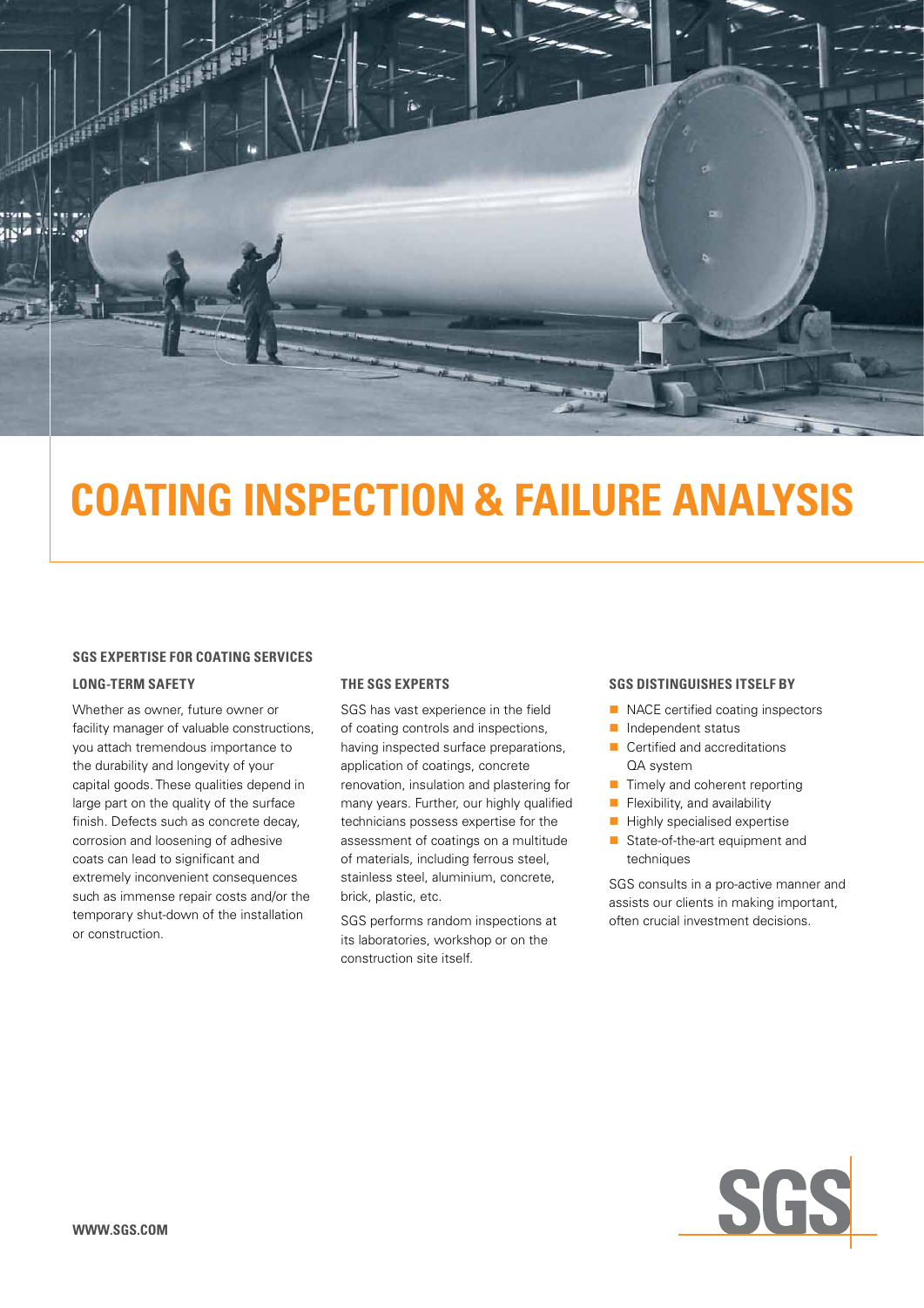# COATING INSPECTION & FAILURE ANALYSIS

## SGS EXPERTISE FOR COATING SERVICES

### LONG-TERM SAFETY

Whether as owner, future owner or facility manager of valuable constructions, you attach tremendous importance to the durability and longevity of your capital goods. These qualities depend in large part on the quality of the surface finish. Defects such as concrete decay, corrosion and loosening of adhesive coats can lead to significant and extremely inconvenient consequences such as immense repair costs and/or the temporary shut-down of the installation or construction.

### THE SGS EXPERTS

SGS has vast experience in the field of coating controls and inspections, having inspected surface preparations, application of coatings, concrete renovation, insulation and plastering for many years. Further, our highly qualified technicians possess expertise for the assessment of coatings on a multitude of materials, including ferrous steel, stainless steel, aluminium, concrete, brick, plastic, etc.

SGS performs random inspections at its laboratories, workshop or on the construction site itself.

### SGS DISTINGUISHES ITSELF BY

- NACE certified coating inspectors
- Independent status
- Certified and accreditations QA system
- Timely and coherent reporting
- Flexibility, and availability
- Highly specialised expertise
- State-of-the-art equipment and techniques

SGS consults in a pro-active manner and assists our clients in making important, often crucial investment decisions.

WWW.SGS.COM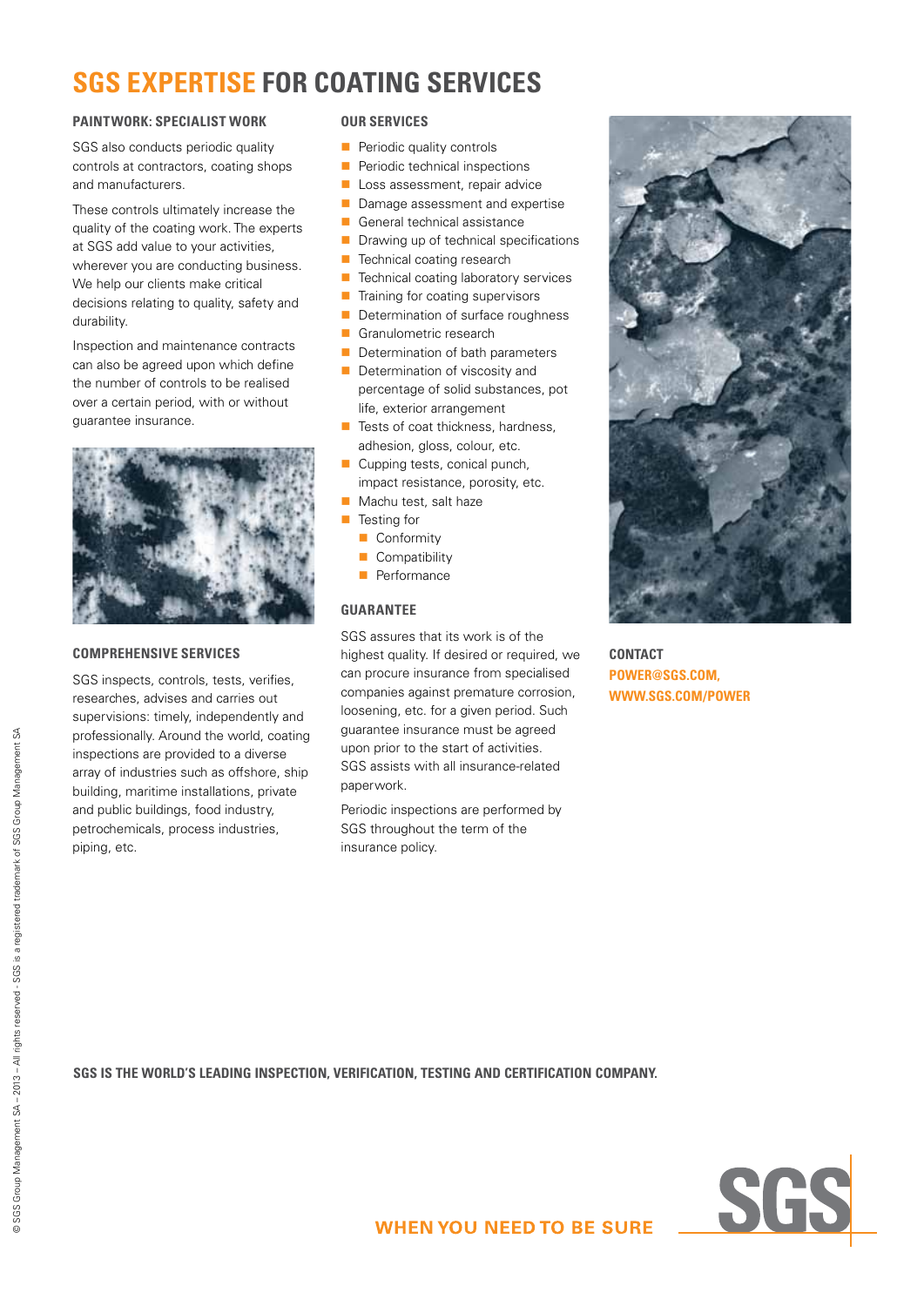# SGS EXPERTISE FOR COATING SERVICES

## PAINTWORK: SPECIALIST WORK

SGS also conducts periodic quality controls at contractors, coating shops and manufacturers.

These controls ultimately increase the quality of the coating work. The experts at SGS add value to your activities, wherever you are conducting business. We help our clients make critical decisions relating to quality, safety and durability.

Inspection and maintenance contracts can also be agreed upon which define the number of controls to be realised over a certain period, with or without guarantee insurance.

## COMPREHENSIVE SERVICES

SGS inspects, controls, tests, verifies, researches, advises and carries out supervisions: timely, independently and professionally. Around the world, coating inspections are provided to a diverse array of industries such as offshore, ship building, maritime installations, private and public buildings, food industry, petrochemicals, process industries, piping, etc.

## OUR SERVICES

- Periodic quality controls
- Periodic technical inspections
- Loss assessment, repair advice
- Damage assessment and expertise
- General technical assistance
- Drawing up of technical specifications
- Technical coating research
- Technical coating laboratory services
- Training for coating supervisors
- Determination of surface roughness
- Granulometric research
- Determination of bath parameters
- Determination of viscosity and percentage of solid substances, pot life, exterior arrangement
- Tests of coat thickness, hardness, adhesion, gloss, colour, etc.
- Cupping tests, conical punch, impact resistance, porosity, etc.
- Machu test, salt haze
- Testing for
  - Conformity
  - Compatibility
  - Performance

## GUARANTEE

SGS assures that its work is of the highest quality. If desired or required, we can procure insurance from specialised companies against premature corrosion, loosening, etc. for a given period. Such guarantee insurance must be agreed upon prior to the start of activities. SGS assists with all insurance-related paperwork.

Periodic inspections are performed by SGS throughout the term of the insurance policy.

## CONTACT

**POWER@SGS.COM, WWW.SGS.COM/POWER**

**SGS IS THE WORLD'S LEADING INSPECTION, VERIFICATION, TESTING AND CERTIFICATION COMPANY.**

WHEN YOU NEED TO BE SURE

SGS

© SGS Group Management SA – 2013 – All rights reserved - SGS is a registered trademark of SGS Group Management SA